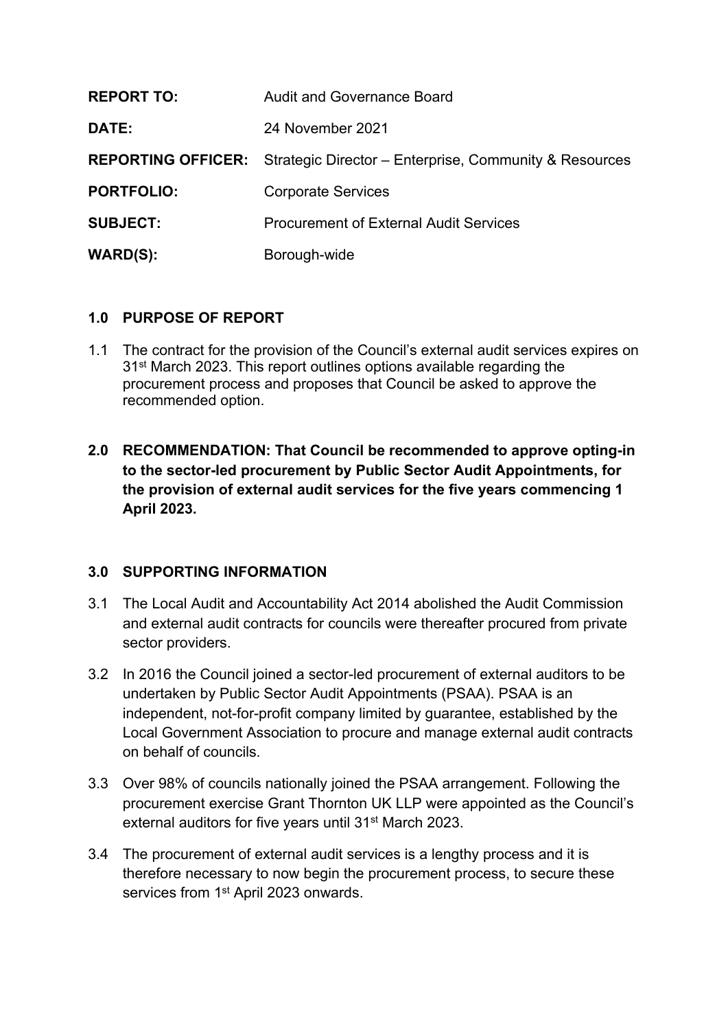| | |
|---|---|
| **REPORT TO:** | Audit and Governance Board |
| **DATE:** | 24 November 2021 |
| **REPORTING OFFICER:** | Strategic Director – Enterprise, Community & Resources |
| **PORTFOLIO:** | Corporate Services |
| **SUBJECT:** | Procurement of External Audit Services |
| **WARD(S):** | Borough-wide |

## 1.0 PURPOSE OF REPORT

1.1 The contract for the provision of the Council's external audit services expires on 31st March 2023. This report outlines options available regarding the procurement process and proposes that Council be asked to approve the recommended option.

## 2.0 RECOMMENDATION: That Council be recommended to approve opting-in to the sector-led procurement by Public Sector Audit Appointments, for the provision of external audit services for the five years commencing 1 April 2023.

## 3.0 SUPPORTING INFORMATION

3.1 The Local Audit and Accountability Act 2014 abolished the Audit Commission and external audit contracts for councils were thereafter procured from private sector providers.

3.2 In 2016 the Council joined a sector-led procurement of external auditors to be undertaken by Public Sector Audit Appointments (PSAA). PSAA is an independent, not-for-profit company limited by guarantee, established by the Local Government Association to procure and manage external audit contracts on behalf of councils.

3.3 Over 98% of councils nationally joined the PSAA arrangement. Following the procurement exercise Grant Thornton UK LLP were appointed as the Council's external auditors for five years until 31st March 2023.

3.4 The procurement of external audit services is a lengthy process and it is therefore necessary to now begin the procurement process, to secure these services from 1st April 2023 onwards.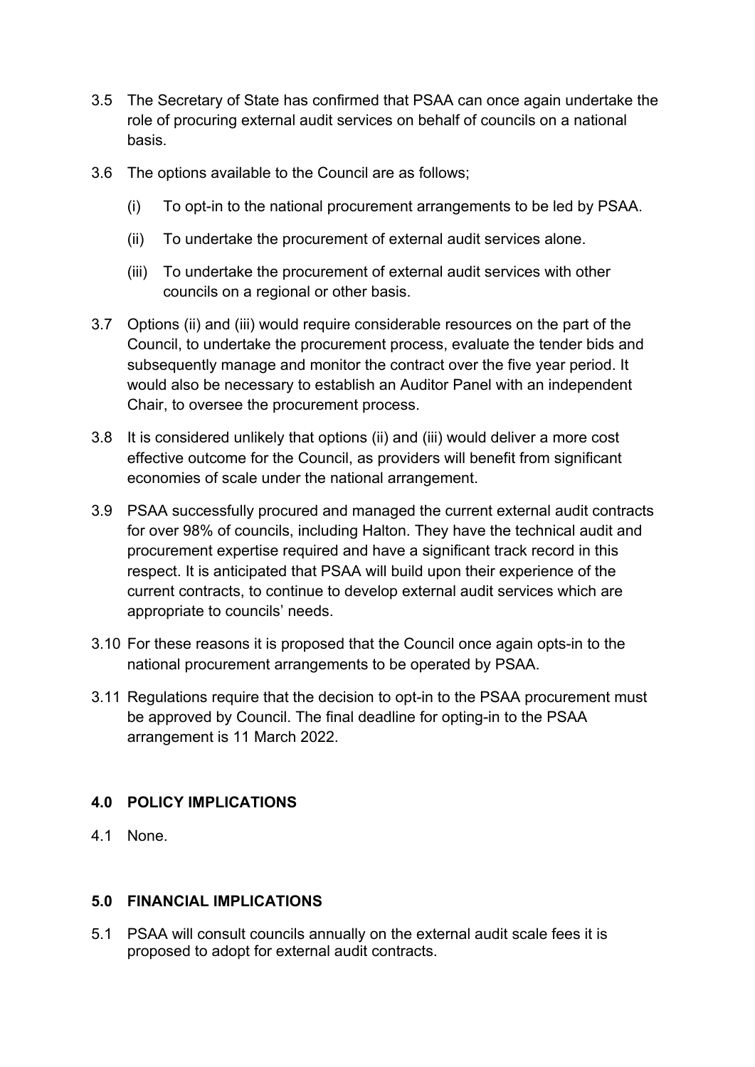3.5 The Secretary of State has confirmed that PSAA can once again undertake the role of procuring external audit services on behalf of councils on a national basis.

3.6 The options available to the Council are as follows;

(i) To opt-in to the national procurement arrangements to be led by PSAA.

(ii) To undertake the procurement of external audit services alone.

(iii) To undertake the procurement of external audit services with other councils on a regional or other basis.

3.7 Options (ii) and (iii) would require considerable resources on the part of the Council, to undertake the procurement process, evaluate the tender bids and subsequently manage and monitor the contract over the five year period. It would also be necessary to establish an Auditor Panel with an independent Chair, to oversee the procurement process.

3.8 It is considered unlikely that options (ii) and (iii) would deliver a more cost effective outcome for the Council, as providers will benefit from significant economies of scale under the national arrangement.

3.9 PSAA successfully procured and managed the current external audit contracts for over 98% of councils, including Halton. They have the technical audit and procurement expertise required and have a significant track record in this respect. It is anticipated that PSAA will build upon their experience of the current contracts, to continue to develop external audit services which are appropriate to councils' needs.

3.10 For these reasons it is proposed that the Council once again opts-in to the national procurement arrangements to be operated by PSAA.

3.11 Regulations require that the decision to opt-in to the PSAA procurement must be approved by Council. The final deadline for opting-in to the PSAA arrangement is 11 March 2022.

## 4.0 POLICY IMPLICATIONS

4.1 None.

## 5.0 FINANCIAL IMPLICATIONS

5.1 PSAA will consult councils annually on the external audit scale fees it is proposed to adopt for external audit contracts.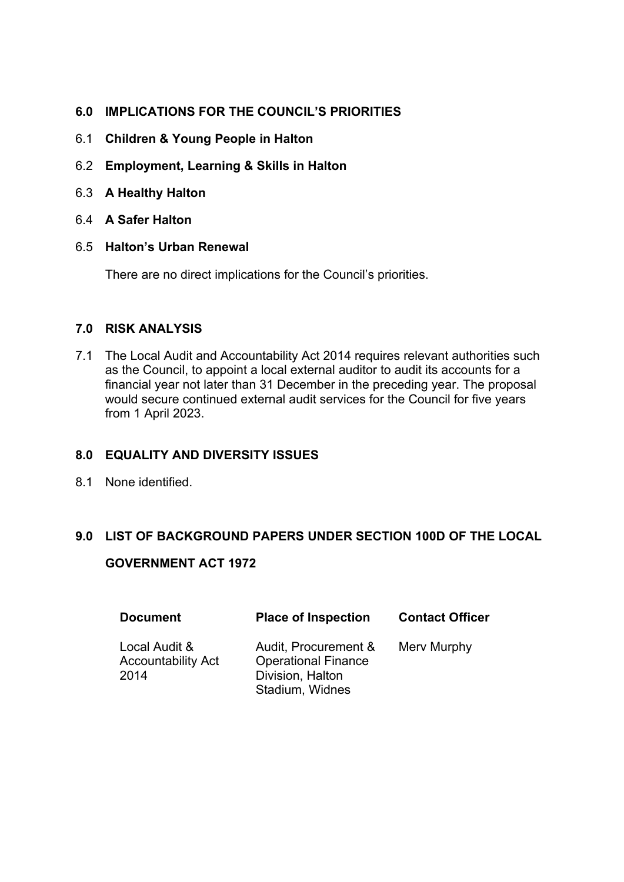## 6.0 IMPLICATIONS FOR THE COUNCIL'S PRIORITIES

6.1 **Children & Young People in Halton**

6.2 **Employment, Learning & Skills in Halton**

6.3 **A Healthy Halton**

6.4 **A Safer Halton**

6.5 **Halton's Urban Renewal**

There are no direct implications for the Council's priorities.

## 7.0 RISK ANALYSIS

7.1 The Local Audit and Accountability Act 2014 requires relevant authorities such as the Council, to appoint a local external auditor to audit its accounts for a financial year not later than 31 December in the preceding year. The proposal would secure continued external audit services for the Council for five years from 1 April 2023.

## 8.0 EQUALITY AND DIVERSITY ISSUES

8.1 None identified.

## 9.0 LIST OF BACKGROUND PAPERS UNDER SECTION 100D OF THE LOCAL GOVERNMENT ACT 1972

| Document | Place of Inspection | Contact Officer |
|---|---|---|
| Local Audit & Accountability Act 2014 | Audit, Procurement & Operational Finance Division, Halton Stadium, Widnes | Merv Murphy |